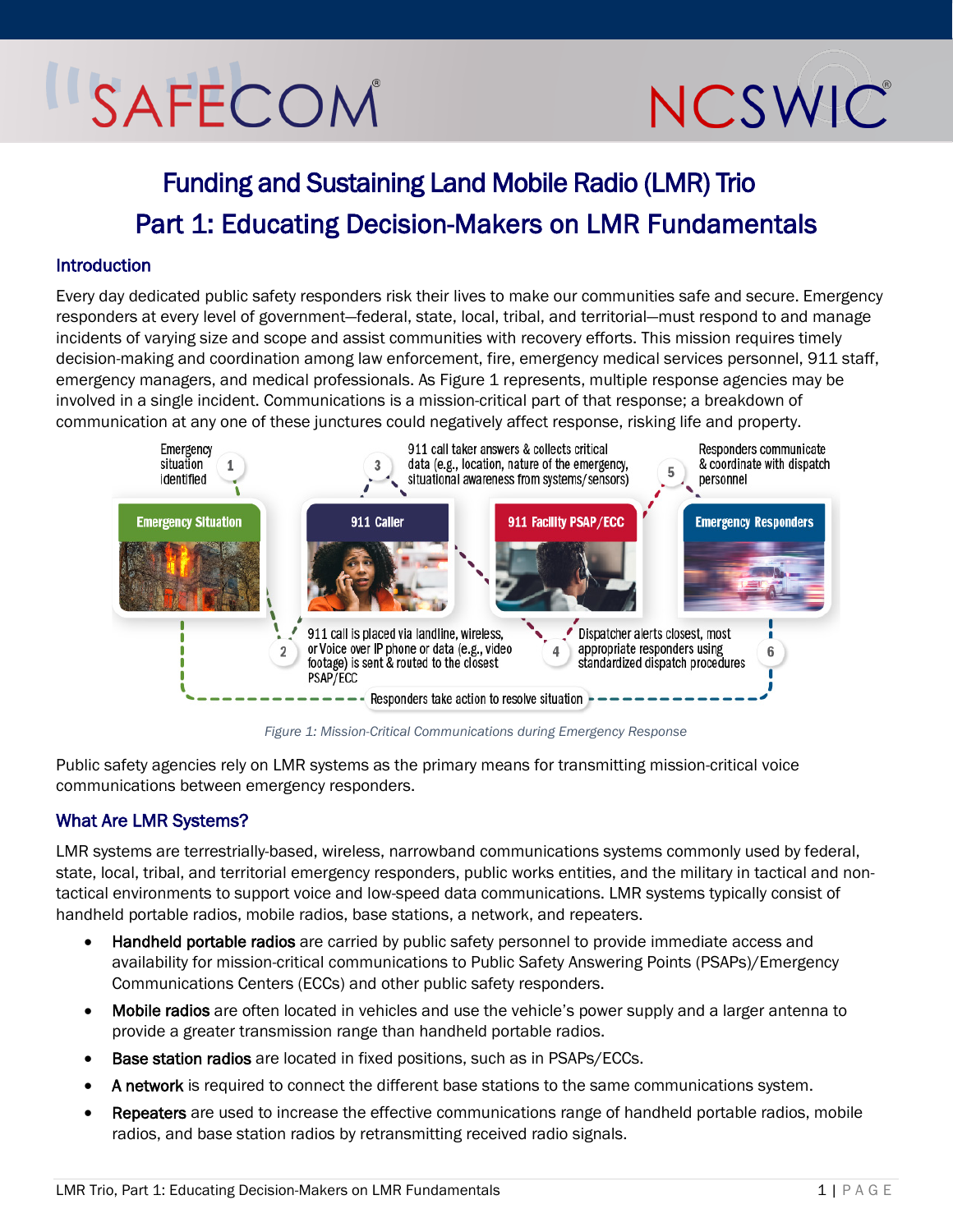# Funding and Sustaining Land Mobile Radio (LMR) Trio

# Part 1: Educating Decision-Makers on LMR Fundamentals

## Introduction

Every day dedicated public safety responders risk their lives to make our communities safe and secure. Emergency responders at every level of government—federal, state, local, tribal, and territorial—must respond to and manage incidents of varying size and scope and assist communities with recovery efforts. This mission requires timely decision-making and coordination among law enforcement, fire, emergency medical services personnel, 911 staff, emergency managers, and medical professionals. As Figure 1 represents, multiple response agencies may be involved in a single incident. Communications is a mission-critical part of that response; a breakdown of communication at any one of these junctures could negatively affect response, risking life and property.

Emergency Situation | 911 Caller | 911 Facility PSAP/ECC | Emergency Responders

1. Emergency situation identified
2. 911 call is placed via landline, wireless, or Voice over IP phone or data (e.g., video footage) is sent & routed to the closest PSAP/ECC
3. 911 call taker answers & collects critical data (e.g., location, nature of the emergency, situational awareness from systems/sensors)
4. Dispatcher alerts closest, most appropriate responders using standardized dispatch procedures
5. Responders communicate & coordinate with dispatch personnel
6. Responders take action to resolve situation

*Figure 1: Mission-Critical Communications during Emergency Response*

Public safety agencies rely on LMR systems as the primary means for transmitting mission-critical voice communications between emergency responders.

## What Are LMR Systems?

LMR systems are terrestrially-based, wireless, narrowband communications systems commonly used by federal, state, local, tribal, and territorial emergency responders, public works entities, and the military in tactical and non-tactical environments to support voice and low-speed data communications. LMR systems typically consist of handheld portable radios, mobile radios, base stations, a network, and repeaters.

- **Handheld portable radios** are carried by public safety personnel to provide immediate access and availability for mission-critical communications to Public Safety Answering Points (PSAPs)/Emergency Communications Centers (ECCs) and other public safety responders.
- **Mobile radios** are often located in vehicles and use the vehicle's power supply and a larger antenna to provide a greater transmission range than handheld portable radios.
- **Base station radios** are located in fixed positions, such as in PSAPs/ECCs.
- **A network** is required to connect the different base stations to the same communications system.
- **Repeaters** are used to increase the effective communications range of handheld portable radios, mobile radios, and base station radios by retransmitting received radio signals.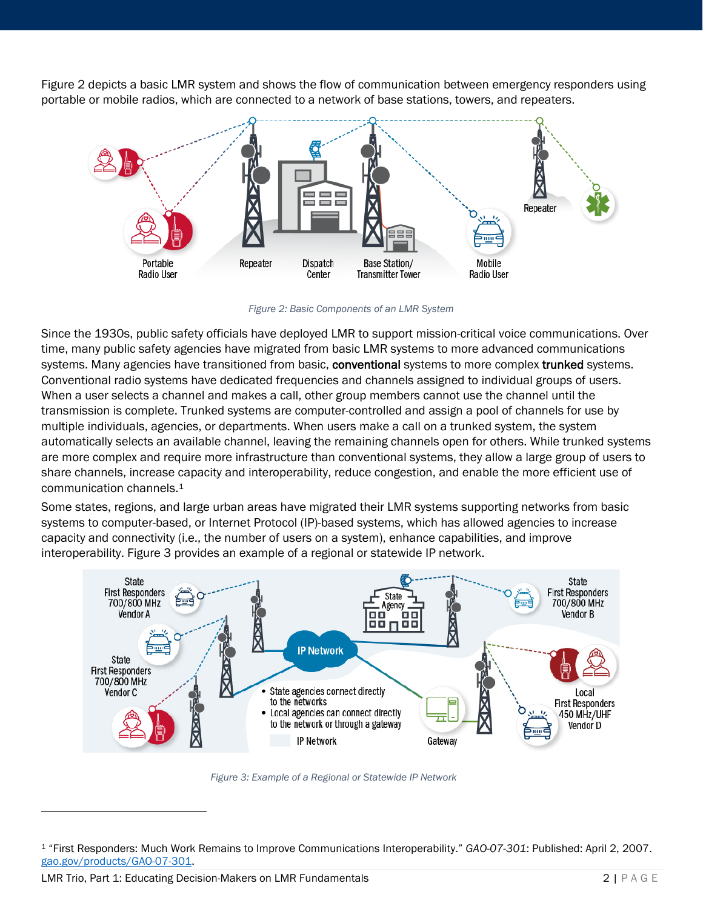Figure 2 depicts a basic LMR system and shows the flow of communication between emergency responders using portable or mobile radios, which are connected to a network of base stations, towers, and repeaters.

*Figure 2: Basic Components of an LMR System*

Since the 1930s, public safety officials have deployed LMR to support mission-critical voice communications. Over time, many public safety agencies have migrated from basic LMR systems to more advanced communications systems. Many agencies have transitioned from basic, **conventional** systems to more complex **trunked** systems. Conventional radio systems have dedicated frequencies and channels assigned to individual groups of users. When a user selects a channel and makes a call, other group members cannot use the channel until the transmission is complete. Trunked systems are computer-controlled and assign a pool of channels for use by multiple individuals, agencies, or departments. When users make a call on a trunked system, the system automatically selects an available channel, leaving the remaining channels open for others. While trunked systems are more complex and require more infrastructure than conventional systems, they allow a large group of users to share channels, increase capacity and interoperability, reduce congestion, and enable the more efficient use of communication channels.[1]

Some states, regions, and large urban areas have migrated their LMR systems supporting networks from basic systems to computer-based, or Internet Protocol (IP)-based systems, which has allowed agencies to increase capacity and connectivity (i.e., the number of users on a system), enhance capabilities, and improve interoperability. Figure 3 provides an example of a regional or statewide IP network.

*Figure 3: Example of a Regional or Statewide IP Network*

[1] "First Responders: Much Work Remains to Improve Communications Interoperability." *GAO-07-301*: Published: April 2, 2007. gao.gov/products/GAO-07-301.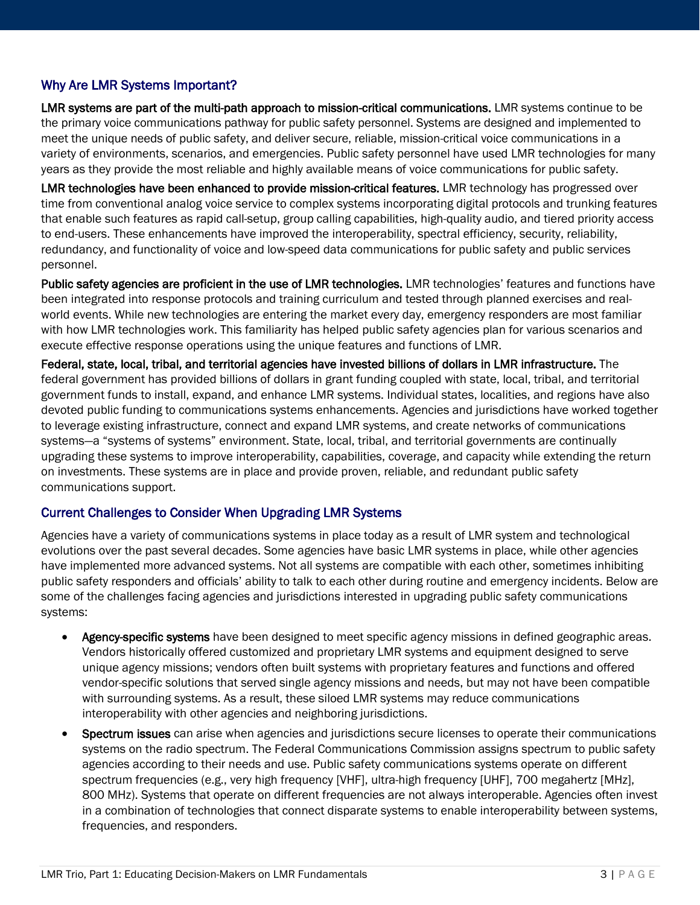## Why Are LMR Systems Important?

**LMR systems are part of the multi-path approach to mission-critical communications.** LMR systems continue to be the primary voice communications pathway for public safety personnel. Systems are designed and implemented to meet the unique needs of public safety, and deliver secure, reliable, mission-critical voice communications in a variety of environments, scenarios, and emergencies. Public safety personnel have used LMR technologies for many years as they provide the most reliable and highly available means of voice communications for public safety.

**LMR technologies have been enhanced to provide mission-critical features.** LMR technology has progressed over time from conventional analog voice service to complex systems incorporating digital protocols and trunking features that enable such features as rapid call-setup, group calling capabilities, high-quality audio, and tiered priority access to end-users. These enhancements have improved the interoperability, spectral efficiency, security, reliability, redundancy, and functionality of voice and low-speed data communications for public safety and public services personnel.

**Public safety agencies are proficient in the use of LMR technologies.** LMR technologies' features and functions have been integrated into response protocols and training curriculum and tested through planned exercises and real-world events. While new technologies are entering the market every day, emergency responders are most familiar with how LMR technologies work. This familiarity has helped public safety agencies plan for various scenarios and execute effective response operations using the unique features and functions of LMR.

**Federal, state, local, tribal, and territorial agencies have invested billions of dollars in LMR infrastructure.** The federal government has provided billions of dollars in grant funding coupled with state, local, tribal, and territorial government funds to install, expand, and enhance LMR systems. Individual states, localities, and regions have also devoted public funding to communications systems enhancements. Agencies and jurisdictions have worked together to leverage existing infrastructure, connect and expand LMR systems, and create networks of communications systems—a "systems of systems" environment. State, local, tribal, and territorial governments are continually upgrading these systems to improve interoperability, capabilities, coverage, and capacity while extending the return on investments. These systems are in place and provide proven, reliable, and redundant public safety communications support.

## Current Challenges to Consider When Upgrading LMR Systems

Agencies have a variety of communications systems in place today as a result of LMR system and technological evolutions over the past several decades. Some agencies have basic LMR systems in place, while other agencies have implemented more advanced systems. Not all systems are compatible with each other, sometimes inhibiting public safety responders and officials' ability to talk to each other during routine and emergency incidents. Below are some of the challenges facing agencies and jurisdictions interested in upgrading public safety communications systems:

- **Agency-specific systems** have been designed to meet specific agency missions in defined geographic areas. Vendors historically offered customized and proprietary LMR systems and equipment designed to serve unique agency missions; vendors often built systems with proprietary features and functions and offered vendor-specific solutions that served single agency missions and needs, but may not have been compatible with surrounding systems. As a result, these siloed LMR systems may reduce communications interoperability with other agencies and neighboring jurisdictions.
- **Spectrum issues** can arise when agencies and jurisdictions secure licenses to operate their communications systems on the radio spectrum. The Federal Communications Commission assigns spectrum to public safety agencies according to their needs and use. Public safety communications systems operate on different spectrum frequencies (e.g., very high frequency [VHF], ultra-high frequency [UHF], 700 megahertz [MHz], 800 MHz). Systems that operate on different frequencies are not always interoperable. Agencies often invest in a combination of technologies that connect disparate systems to enable interoperability between systems, frequencies, and responders.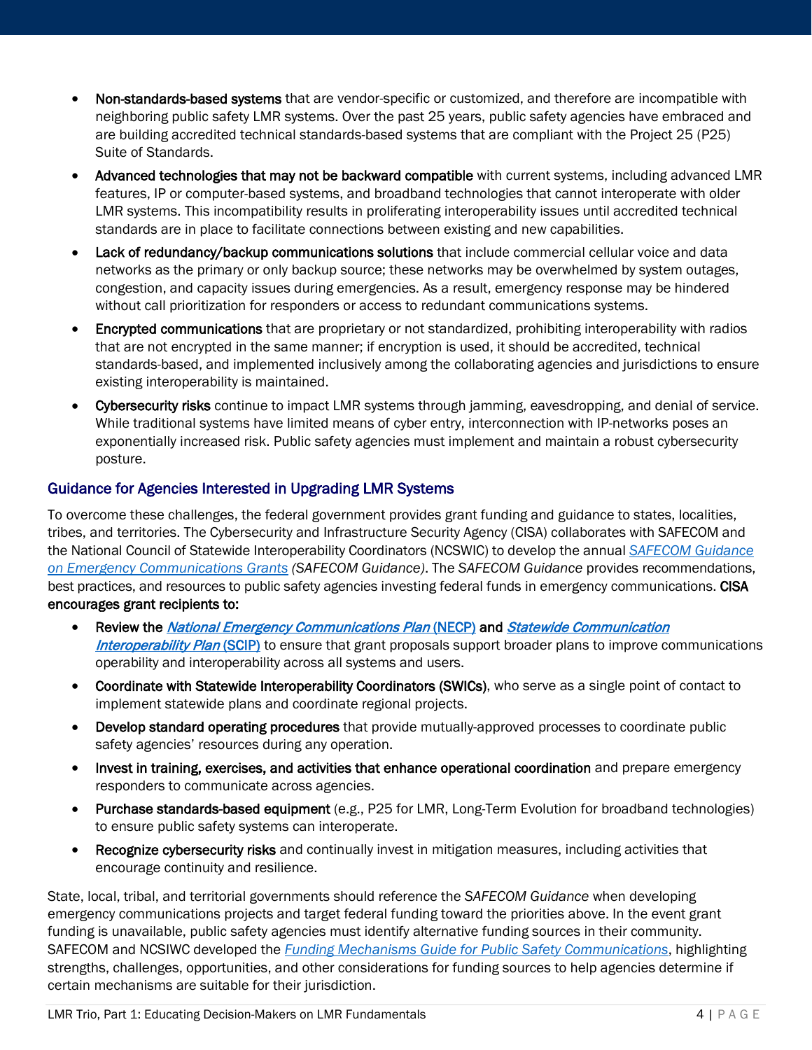- **Non-standards-based systems** that are vendor-specific or customized, and therefore are incompatible with neighboring public safety LMR systems. Over the past 25 years, public safety agencies have embraced and are building accredited technical standards-based systems that are compliant with the Project 25 (P25) Suite of Standards.
- **Advanced technologies that may not be backward compatible** with current systems, including advanced LMR features, IP or computer-based systems, and broadband technologies that cannot interoperate with older LMR systems. This incompatibility results in proliferating interoperability issues until accredited technical standards are in place to facilitate connections between existing and new capabilities.
- **Lack of redundancy/backup communications solutions** that include commercial cellular voice and data networks as the primary or only backup source; these networks may be overwhelmed by system outages, congestion, and capacity issues during emergencies. As a result, emergency response may be hindered without call prioritization for responders or access to redundant communications systems.
- **Encrypted communications** that are proprietary or not standardized, prohibiting interoperability with radios that are not encrypted in the same manner; if encryption is used, it should be accredited, technical standards-based, and implemented inclusively among the collaborating agencies and jurisdictions to ensure existing interoperability is maintained.
- **Cybersecurity risks** continue to impact LMR systems through jamming, eavesdropping, and denial of service. While traditional systems have limited means of cyber entry, interconnection with IP-networks poses an exponentially increased risk. Public safety agencies must implement and maintain a robust cybersecurity posture.

## Guidance for Agencies Interested in Upgrading LMR Systems

To overcome these challenges, the federal government provides grant funding and guidance to states, localities, tribes, and territories. The Cybersecurity and Infrastructure Security Agency (CISA) collaborates with SAFECOM and the National Council of Statewide Interoperability Coordinators (NCSWIC) to develop the annual *SAFECOM Guidance on Emergency Communications Grants* (*SAFECOM Guidance*). The *SAFECOM Guidance* provides recommendations, best practices, and resources to public safety agencies investing federal funds in emergency communications. **CISA encourages grant recipients to:**

- **Review the *National Emergency Communications Plan* (NECP) and *Statewide Communication Interoperability Plan* (SCIP)** to ensure that grant proposals support broader plans to improve communications operability and interoperability across all systems and users.
- **Coordinate with Statewide Interoperability Coordinators (SWICs)**, who serve as a single point of contact to implement statewide plans and coordinate regional projects.
- **Develop standard operating procedures** that provide mutually-approved processes to coordinate public safety agencies' resources during any operation.
- **Invest in training, exercises, and activities that enhance operational coordination** and prepare emergency responders to communicate across agencies.
- **Purchase standards-based equipment** (e.g., P25 for LMR, Long-Term Evolution for broadband technologies) to ensure public safety systems can interoperate.
- **Recognize cybersecurity risks** and continually invest in mitigation measures, including activities that encourage continuity and resilience.

State, local, tribal, and territorial governments should reference the *SAFECOM Guidance* when developing emergency communications projects and target federal funding toward the priorities above. In the event grant funding is unavailable, public safety agencies must identify alternative funding sources in their community. SAFECOM and NCSIWC developed the *Funding Mechanisms Guide for Public Safety Communications*, highlighting strengths, challenges, opportunities, and other considerations for funding sources to help agencies determine if certain mechanisms are suitable for their jurisdiction.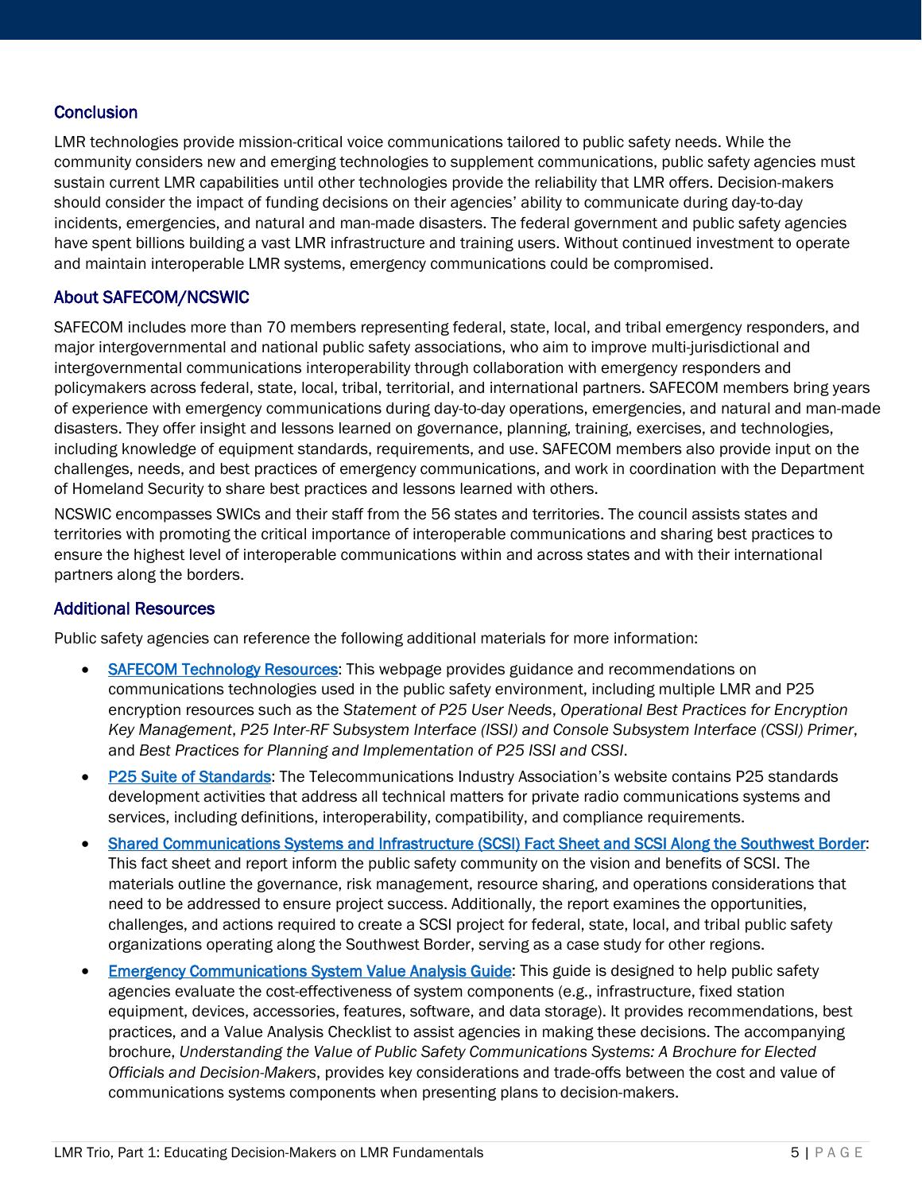## Conclusion

LMR technologies provide mission-critical voice communications tailored to public safety needs. While the community considers new and emerging technologies to supplement communications, public safety agencies must sustain current LMR capabilities until other technologies provide the reliability that LMR offers. Decision-makers should consider the impact of funding decisions on their agencies' ability to communicate during day-to-day incidents, emergencies, and natural and man-made disasters. The federal government and public safety agencies have spent billions building a vast LMR infrastructure and training users. Without continued investment to operate and maintain interoperable LMR systems, emergency communications could be compromised.

## About SAFECOM/NCSWIC

SAFECOM includes more than 70 members representing federal, state, local, and tribal emergency responders, and major intergovernmental and national public safety associations, who aim to improve multi-jurisdictional and intergovernmental communications interoperability through collaboration with emergency responders and policymakers across federal, state, local, tribal, territorial, and international partners. SAFECOM members bring years of experience with emergency communications during day-to-day operations, emergencies, and natural and man-made disasters. They offer insight and lessons learned on governance, planning, training, exercises, and technologies, including knowledge of equipment standards, requirements, and use. SAFECOM members also provide input on the challenges, needs, and best practices of emergency communications, and work in coordination with the Department of Homeland Security to share best practices and lessons learned with others.

NCSWIC encompasses SWICs and their staff from the 56 states and territories. The council assists states and territories with promoting the critical importance of interoperable communications and sharing best practices to ensure the highest level of interoperable communications within and across states and with their international partners along the borders.

## Additional Resources

Public safety agencies can reference the following additional materials for more information:

- SAFECOM Technology Resources: This webpage provides guidance and recommendations on communications technologies used in the public safety environment, including multiple LMR and P25 encryption resources such as the *Statement of P25 User Needs*, *Operational Best Practices for Encryption Key Management*, *P25 Inter-RF Subsystem Interface (ISSI) and Console Subsystem Interface (CSSI) Primer*, and *Best Practices for Planning and Implementation of P25 ISSI and CSSI*.
- P25 Suite of Standards: The Telecommunications Industry Association's website contains P25 standards development activities that address all technical matters for private radio communications systems and services, including definitions, interoperability, compatibility, and compliance requirements.
- Shared Communications Systems and Infrastructure (SCSI) Fact Sheet and SCSI Along the Southwest Border: This fact sheet and report inform the public safety community on the vision and benefits of SCSI. The materials outline the governance, risk management, resource sharing, and operations considerations that need to be addressed to ensure project success. Additionally, the report examines the opportunities, challenges, and actions required to create a SCSI project for federal, state, local, and tribal public safety organizations operating along the Southwest Border, serving as a case study for other regions.
- Emergency Communications System Value Analysis Guide: This guide is designed to help public safety agencies evaluate the cost-effectiveness of system components (e.g., infrastructure, fixed station equipment, devices, accessories, features, software, and data storage). It provides recommendations, best practices, and a Value Analysis Checklist to assist agencies in making these decisions. The accompanying brochure, *Understanding the Value of Public Safety Communications Systems: A Brochure for Elected Officials and Decision-Makers*, provides key considerations and trade-offs between the cost and value of communications systems components when presenting plans to decision-makers.